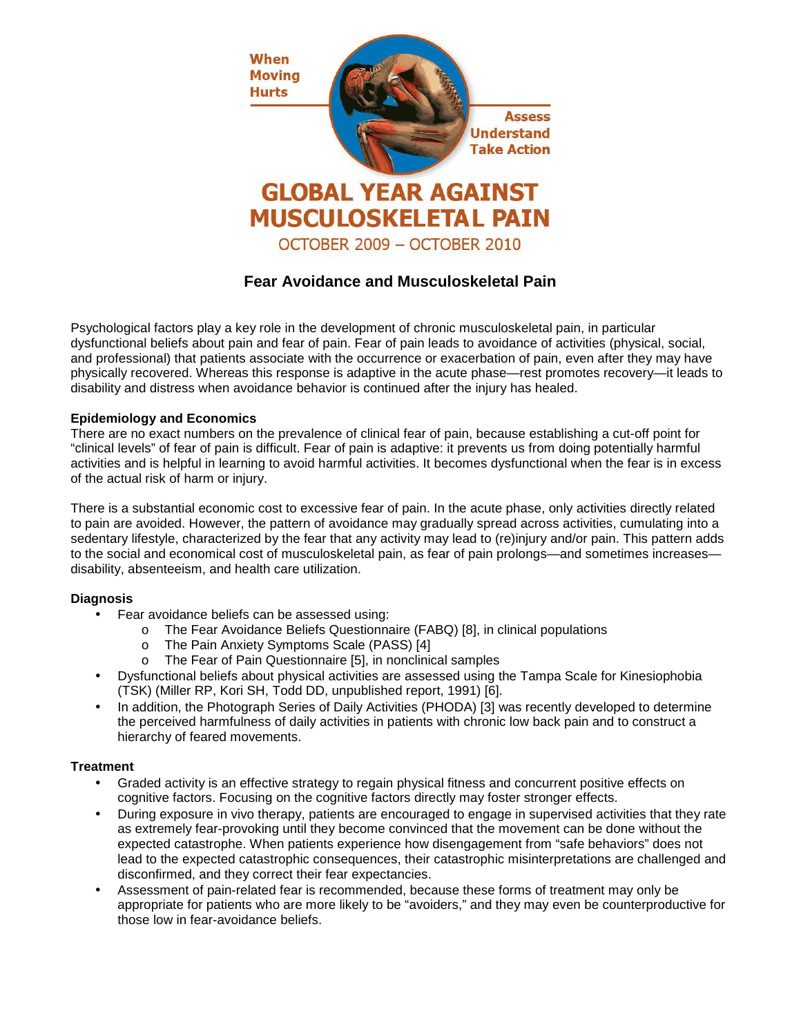When Moving Hurts

Assess
Understand
Take Action

# GLOBAL YEAR AGAINST MUSCULOSKELETAL PAIN

OCTOBER 2009 – OCTOBER 2010

## Fear Avoidance and Musculoskeletal Pain

Psychological factors play a key role in the development of chronic musculoskeletal pain, in particular dysfunctional beliefs about pain and fear of pain. Fear of pain leads to avoidance of activities (physical, social, and professional) that patients associate with the occurrence or exacerbation of pain, even after they may have physically recovered. Whereas this response is adaptive in the acute phase—rest promotes recovery—it leads to disability and distress when avoidance behavior is continued after the injury has healed.

### Epidemiology and Economics

There are no exact numbers on the prevalence of clinical fear of pain, because establishing a cut-off point for "clinical levels" of fear of pain is difficult. Fear of pain is adaptive: it prevents us from doing potentially harmful activities and is helpful in learning to avoid harmful activities. It becomes dysfunctional when the fear is in excess of the actual risk of harm or injury.

There is a substantial economic cost to excessive fear of pain. In the acute phase, only activities directly related to pain are avoided. However, the pattern of avoidance may gradually spread across activities, cumulating into a sedentary lifestyle, characterized by the fear that any activity may lead to (re)injury and/or pain. This pattern adds to the social and economical cost of musculoskeletal pain, as fear of pain prolongs—and sometimes increases—disability, absenteeism, and health care utilization.

### Diagnosis

- Fear avoidance beliefs can be assessed using:
  - The Fear Avoidance Beliefs Questionnaire (FABQ) [8], in clinical populations
  - The Pain Anxiety Symptoms Scale (PASS) [4]
  - The Fear of Pain Questionnaire [5], in nonclinical samples
- Dysfunctional beliefs about physical activities are assessed using the Tampa Scale for Kinesiophobia (TSK) (Miller RP, Kori SH, Todd DD, unpublished report, 1991) [6].
- In addition, the Photograph Series of Daily Activities (PHODA) [3] was recently developed to determine the perceived harmfulness of daily activities in patients with chronic low back pain and to construct a hierarchy of feared movements.

### Treatment

- Graded activity is an effective strategy to regain physical fitness and concurrent positive effects on cognitive factors. Focusing on the cognitive factors directly may foster stronger effects.
- During exposure in vivo therapy, patients are encouraged to engage in supervised activities that they rate as extremely fear-provoking until they become convinced that the movement can be done without the expected catastrophe. When patients experience how disengagement from "safe behaviors" does not lead to the expected catastrophic consequences, their catastrophic misinterpretations are challenged and disconfirmed, and they correct their fear expectancies.
- Assessment of pain-related fear is recommended, because these forms of treatment may only be appropriate for patients who are more likely to be "avoiders," and they may even be counterproductive for those low in fear-avoidance beliefs.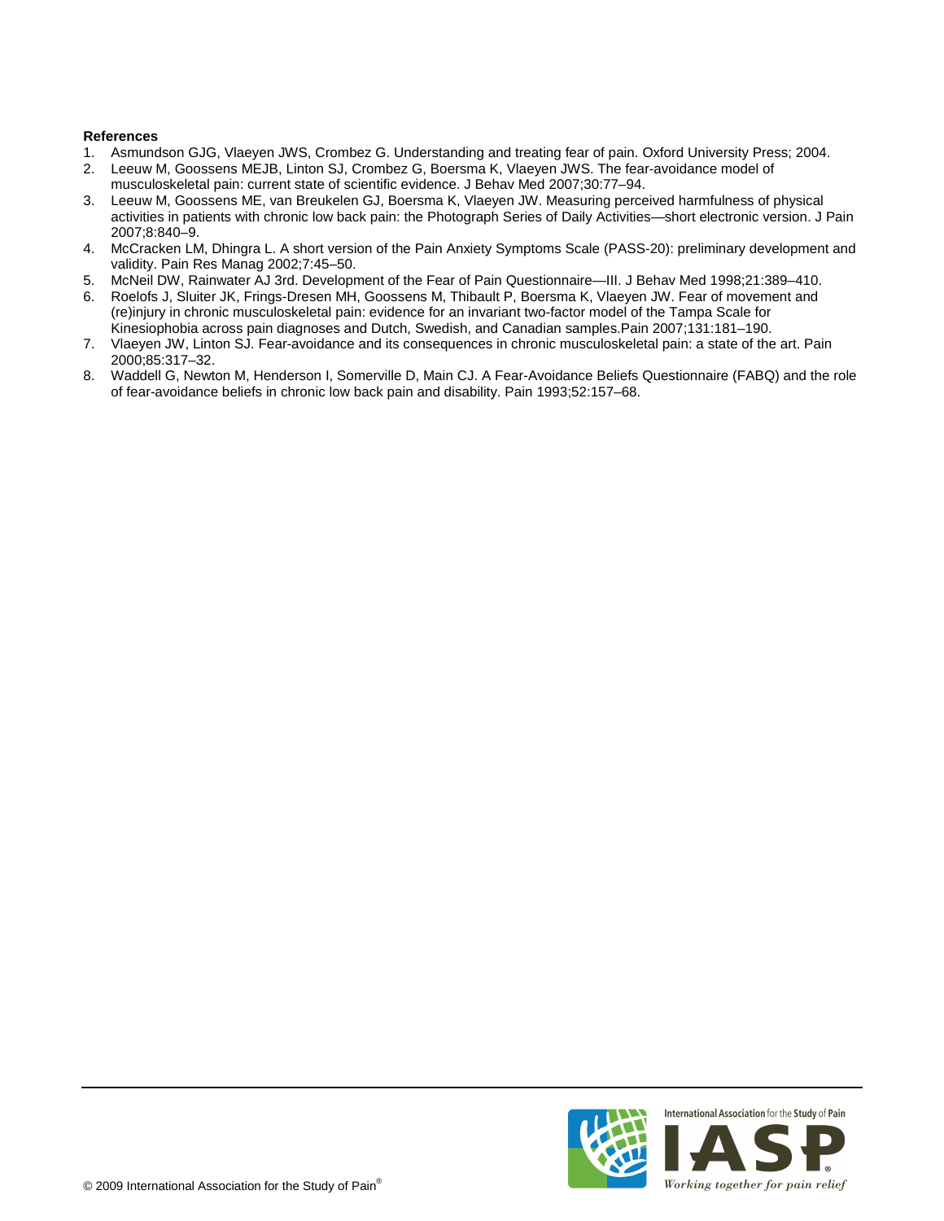**References**

1. Asmundson GJG, Vlaeyen JWS, Crombez G. Understanding and treating fear of pain. Oxford University Press; 2004.
2. Leeuw M, Goossens MEJB, Linton SJ, Crombez G, Boersma K, Vlaeyen JWS. The fear-avoidance model of musculoskeletal pain: current state of scientific evidence. J Behav Med 2007;30:77–94.
3. Leeuw M, Goossens ME, van Breukelen GJ, Boersma K, Vlaeyen JW. Measuring perceived harmfulness of physical activities in patients with chronic low back pain: the Photograph Series of Daily Activities—short electronic version. J Pain 2007;8:840–9.
4. McCracken LM, Dhingra L. A short version of the Pain Anxiety Symptoms Scale (PASS-20): preliminary development and validity. Pain Res Manag 2002;7:45–50.
5. McNeil DW, Rainwater AJ 3rd. Development of the Fear of Pain Questionnaire—III. J Behav Med 1998;21:389–410.
6. Roelofs J, Sluiter JK, Frings-Dresen MH, Goossens M, Thibault P, Boersma K, Vlaeyen JW. Fear of movement and (re)injury in chronic musculoskeletal pain: evidence for an invariant two-factor model of the Tampa Scale for Kinesiophobia across pain diagnoses and Dutch, Swedish, and Canadian samples.Pain 2007;131:181–190.
7. Vlaeyen JW, Linton SJ. Fear-avoidance and its consequences in chronic musculoskeletal pain: a state of the art. Pain 2000;85:317–32.
8. Waddell G, Newton M, Henderson I, Somerville D, Main CJ. A Fear-Avoidance Beliefs Questionnaire (FABQ) and the role of fear-avoidance beliefs in chronic low back pain and disability. Pain 1993;52:157–68.

© 2009 International Association for the Study of Pain®

International Association for the Study of Pain
IASP®
*Working together for pain relief*